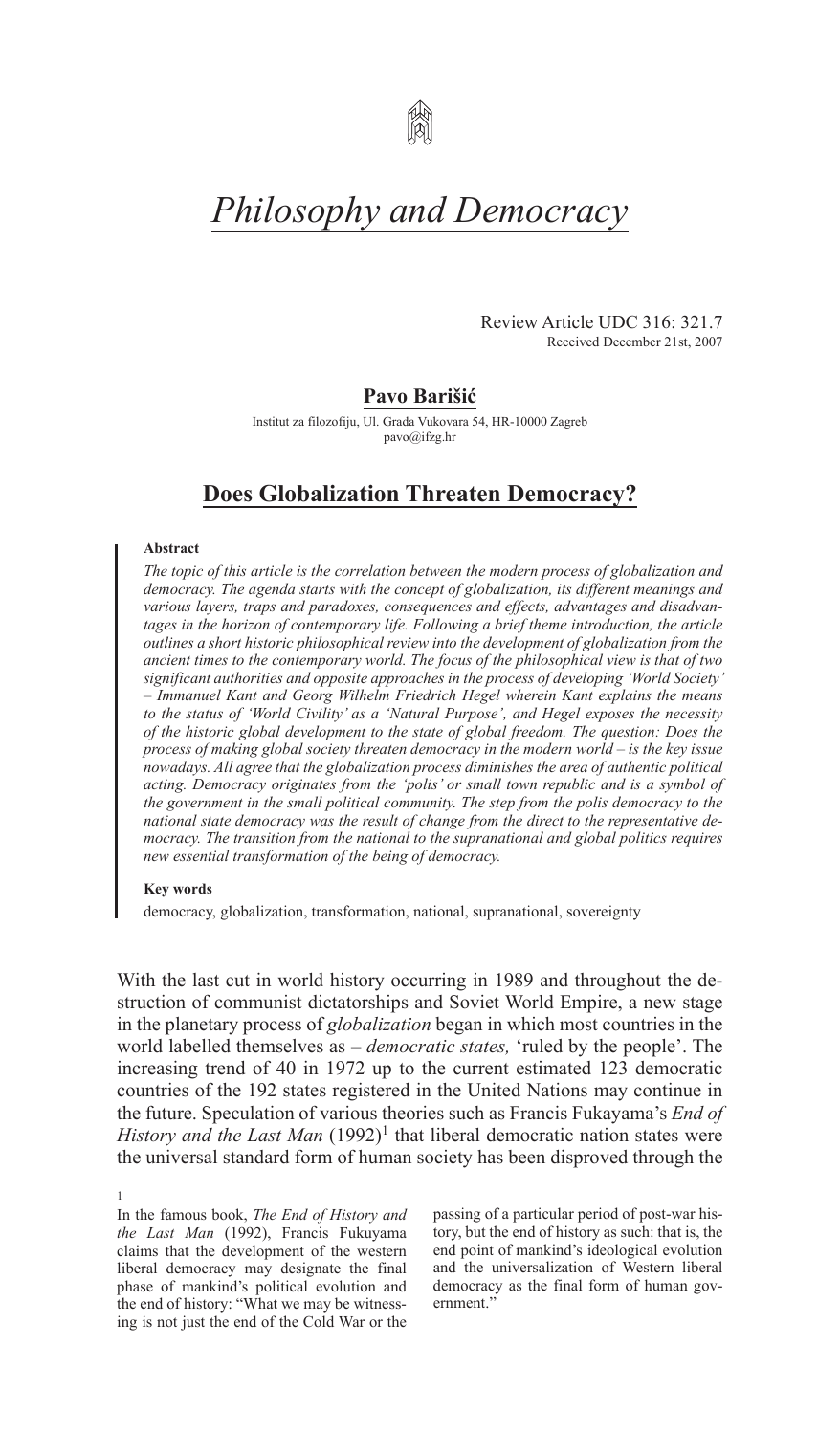# *Philosophy and Democracy*

Review Article UDC 316: 321.7
Received December 21st, 2007

**Pavo Barišić**

Institut za filozofiju, Ul. Grada Vukovara 54, HR-10000 Zagreb
pavo@ifzg.hr

## Does Globalization Threaten Democracy?

**Abstract**

*The topic of this article is the correlation between the modern process of globalization and democracy. The agenda starts with the concept of globalization, its different meanings and various layers, traps and paradoxes, consequences and effects, advantages and disadvantages in the horizon of contemporary life. Following a brief theme introduction, the article outlines a short historic philosophical review into the development of globalization from the ancient times to the contemporary world. The focus of the philosophical view is that of two significant authorities and opposite approaches in the process of developing 'World Society' – Immanuel Kant and Georg Wilhelm Friedrich Hegel wherein Kant explains the means to the status of 'World Civility' as a 'Natural Purpose', and Hegel exposes the necessity of the historic global development to the state of global freedom. The question: Does the process of making global society threaten democracy in the modern world – is the key issue nowadays. All agree that the globalization process diminishes the area of authentic political acting. Democracy originates from the 'polis' or small town republic and is a symbol of the government in the small political community. The step from the polis democracy to the national state democracy was the result of change from the direct to the representative democracy. The transition from the national to the supranational and global politics requires new essential transformation of the being of democracy.*

**Key words**

democracy, globalization, transformation, national, supranational, sovereignty

With the last cut in world history occurring in 1989 and throughout the destruction of communist dictatorships and Soviet World Empire, a new stage in the planetary process of *globalization* began in which most countries in the world labelled themselves as – *democratic states,* 'ruled by the people'. The increasing trend of 40 in 1972 up to the current estimated 123 democratic countries of the 192 states registered in the United Nations may continue in the future. Speculation of various theories such as Francis Fukayama's *End of History and the Last Man* (1992)[1] that liberal democratic nation states were the universal standard form of human society has been disproved through the

[1] In the famous book, *The End of History and the Last Man* (1992), Francis Fukuyama claims that the development of the western liberal democracy may designate the final phase of mankind's political evolution and the end of history: "What we may be witnessing is not just the end of the Cold War or the passing of a particular period of post-war history, but the end of history as such: that is, the end point of mankind's ideological evolution and the universalization of Western liberal democracy as the final form of human government."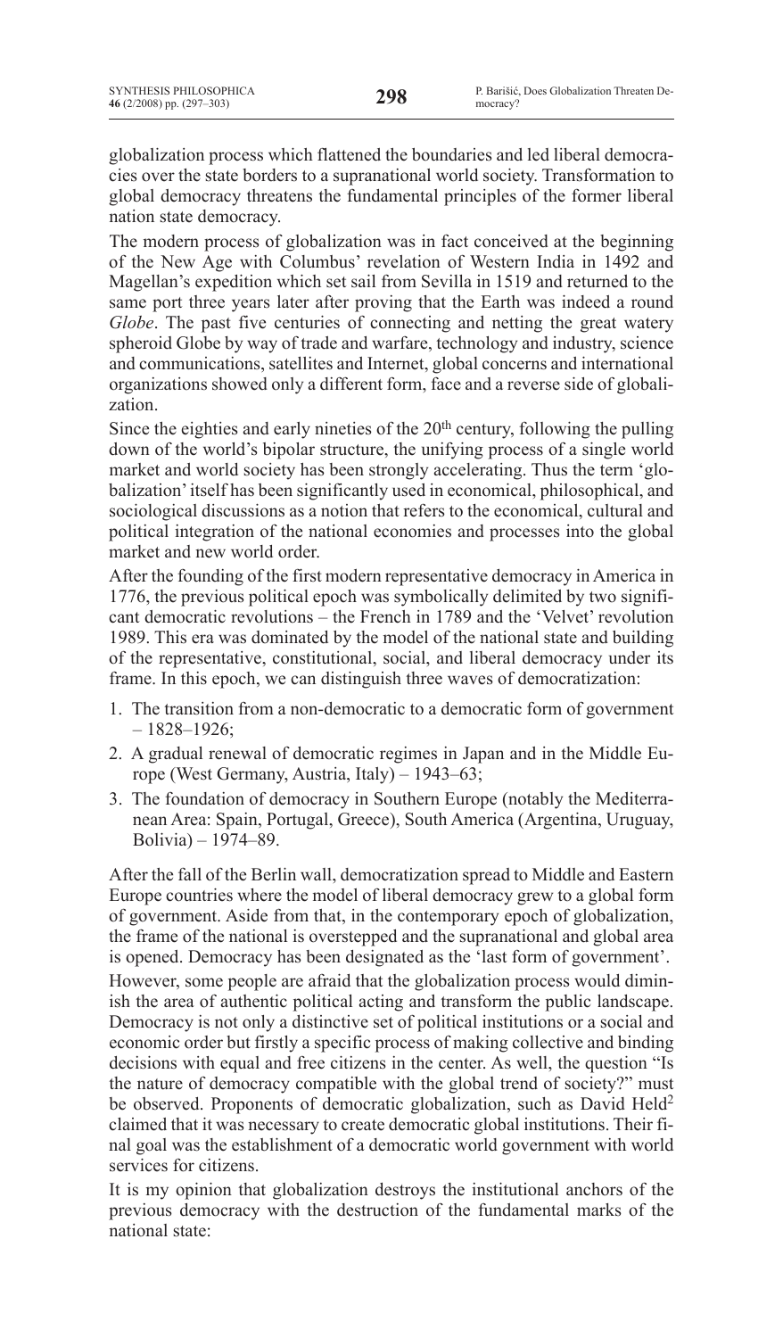globalization process which flattened the boundaries and led liberal democracies over the state borders to a supranational world society. Transformation to global democracy threatens the fundamental principles of the former liberal nation state democracy.

The modern process of globalization was in fact conceived at the beginning of the New Age with Columbus' revelation of Western India in 1492 and Magellan's expedition which set sail from Sevilla in 1519 and returned to the same port three years later after proving that the Earth was indeed a round *Globe*. The past five centuries of connecting and netting the great watery spheroid Globe by way of trade and warfare, technology and industry, science and communications, satellites and Internet, global concerns and international organizations showed only a different form, face and a reverse side of globalization.

Since the eighties and early nineties of the 20th century, following the pulling down of the world's bipolar structure, the unifying process of a single world market and world society has been strongly accelerating. Thus the term 'globalization' itself has been significantly used in economical, philosophical, and sociological discussions as a notion that refers to the economical, cultural and political integration of the national economies and processes into the global market and new world order.

After the founding of the first modern representative democracy in America in 1776, the previous political epoch was symbolically delimited by two significant democratic revolutions – the French in 1789 and the 'Velvet' revolution 1989. This era was dominated by the model of the national state and building of the representative, constitutional, social, and liberal democracy under its frame. In this epoch, we can distinguish three waves of democratization:

1. The transition from a non-democratic to a democratic form of government – 1828–1926;
2. A gradual renewal of democratic regimes in Japan and in the Middle Europe (West Germany, Austria, Italy) – 1943–63;
3. The foundation of democracy in Southern Europe (notably the Mediterranean Area: Spain, Portugal, Greece), South America (Argentina, Uruguay, Bolivia) – 1974–89.

After the fall of the Berlin wall, democratization spread to Middle and Eastern Europe countries where the model of liberal democracy grew to a global form of government. Aside from that, in the contemporary epoch of globalization, the frame of the national is overstepped and the supranational and global area is opened. Democracy has been designated as the 'last form of government'.

However, some people are afraid that the globalization process would diminish the area of authentic political acting and transform the public landscape. Democracy is not only a distinctive set of political institutions or a social and economic order but firstly a specific process of making collective and binding decisions with equal and free citizens in the center. As well, the question "Is the nature of democracy compatible with the global trend of society?" must be observed. Proponents of democratic globalization, such as David Held[2] claimed that it was necessary to create democratic global institutions. Their final goal was the establishment of a democratic world government with world services for citizens.

It is my opinion that globalization destroys the institutional anchors of the previous democracy with the destruction of the fundamental marks of the national state: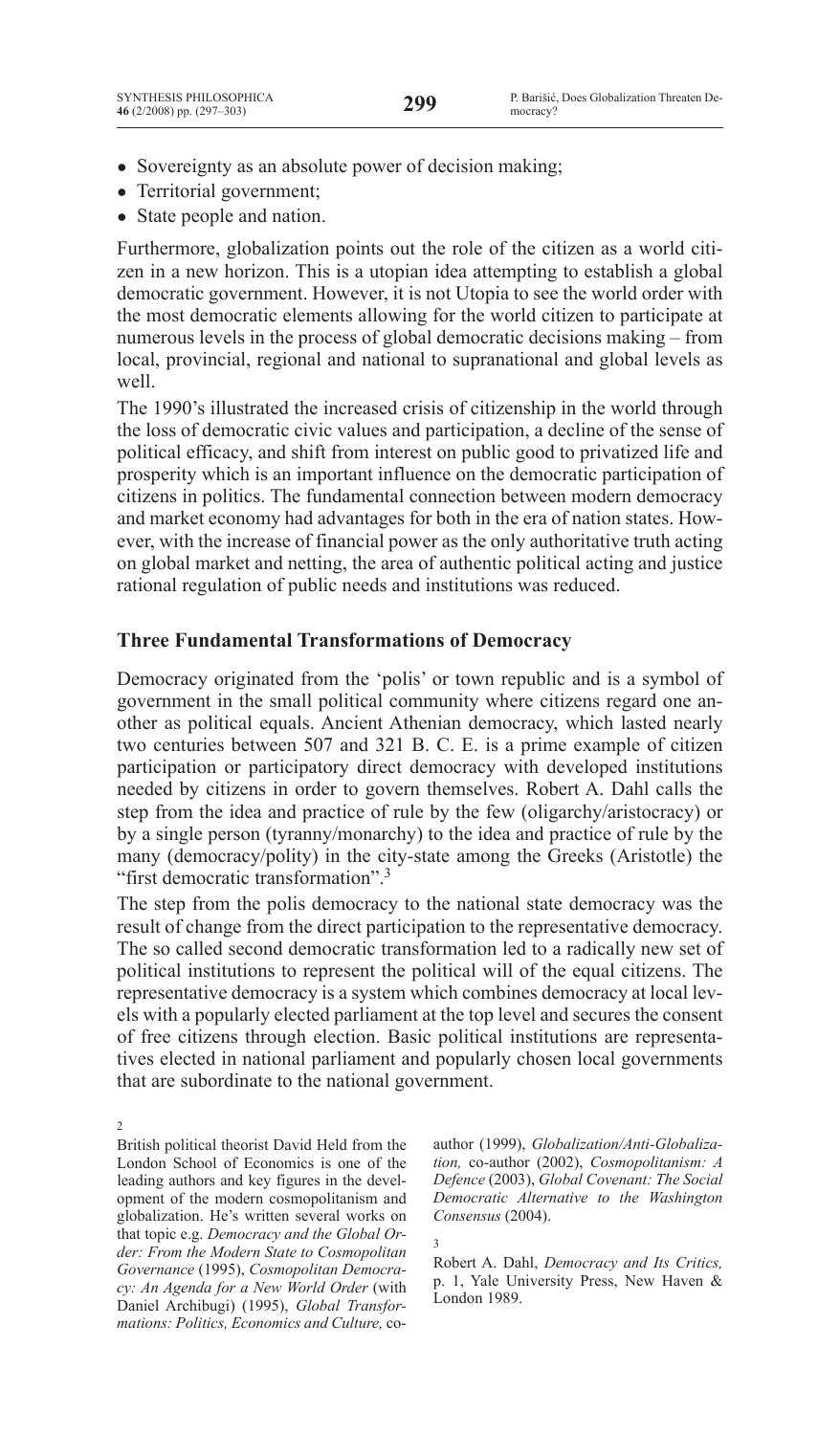- Sovereignty as an absolute power of decision making;
- Territorial government;
- State people and nation.

Furthermore, globalization points out the role of the citizen as a world citizen in a new horizon. This is a utopian idea attempting to establish a global democratic government. However, it is not Utopia to see the world order with the most democratic elements allowing for the world citizen to participate at numerous levels in the process of global democratic decisions making – from local, provincial, regional and national to supranational and global levels as well.

The 1990's illustrated the increased crisis of citizenship in the world through the loss of democratic civic values and participation, a decline of the sense of political efficacy, and shift from interest on public good to privatized life and prosperity which is an important influence on the democratic participation of citizens in politics. The fundamental connection between modern democracy and market economy had advantages for both in the era of nation states. However, with the increase of financial power as the only authoritative truth acting on global market and netting, the area of authentic political acting and justice rational regulation of public needs and institutions was reduced.

## Three Fundamental Transformations of Democracy

Democracy originated from the 'polis' or town republic and is a symbol of government in the small political community where citizens regard one another as political equals. Ancient Athenian democracy, which lasted nearly two centuries between 507 and 321 B. C. E. is a prime example of citizen participation or participatory direct democracy with developed institutions needed by citizens in order to govern themselves. Robert A. Dahl calls the step from the idea and practice of rule by the few (oligarchy/aristocracy) or by a single person (tyranny/monarchy) to the idea and practice of rule by the many (democracy/polity) in the city-state among the Greeks (Aristotle) the "first democratic transformation".[3]

The step from the polis democracy to the national state democracy was the result of change from the direct participation to the representative democracy. The so called second democratic transformation led to a radically new set of political institutions to represent the political will of the equal citizens. The representative democracy is a system which combines democracy at local levels with a popularly elected parliament at the top level and secures the consent of free citizens through election. Basic political institutions are representatives elected in national parliament and popularly chosen local governments that are subordinate to the national government.

---

[2] British political theorist David Held from the London School of Economics is one of the leading authors and key figures in the development of the modern cosmopolitanism and globalization. He's written several works on that topic e.g. *Democracy and the Global Order: From the Modern State to Cosmopolitan Governance* (1995), *Cosmopolitan Democracy: An Agenda for a New World Order* (with Daniel Archibugi) (1995), *Global Transformations: Politics, Economics and Culture,* co-author (1999), *Globalization/Anti-Globalization,* co-author (2002), *Cosmopolitanism: A Defence* (2003), *Global Covenant: The Social Democratic Alternative to the Washington Consensus* (2004).

[3] Robert A. Dahl, *Democracy and Its Critics,* p. 1, Yale University Press, New Haven & London 1989.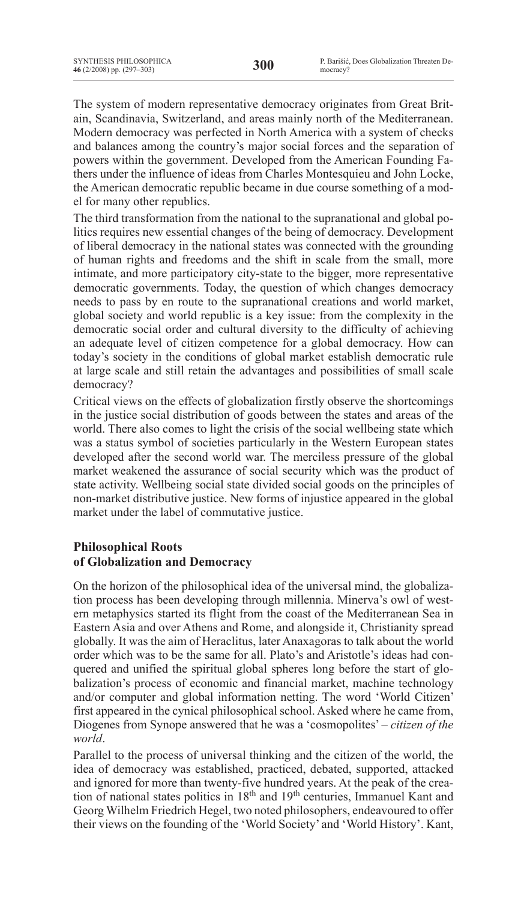The system of modern representative democracy originates from Great Britain, Scandinavia, Switzerland, and areas mainly north of the Mediterranean. Modern democracy was perfected in North America with a system of checks and balances among the country's major social forces and the separation of powers within the government. Developed from the American Founding Fathers under the influence of ideas from Charles Montesquieu and John Locke, the American democratic republic became in due course something of a model for many other republics.

The third transformation from the national to the supranational and global politics requires new essential changes of the being of democracy. Development of liberal democracy in the national states was connected with the grounding of human rights and freedoms and the shift in scale from the small, more intimate, and more participatory city-state to the bigger, more representative democratic governments. Today, the question of which changes democracy needs to pass by en route to the supranational creations and world market, global society and world republic is a key issue: from the complexity in the democratic social order and cultural diversity to the difficulty of achieving an adequate level of citizen competence for a global democracy. How can today's society in the conditions of global market establish democratic rule at large scale and still retain the advantages and possibilities of small scale democracy?

Critical views on the effects of globalization firstly observe the shortcomings in the justice social distribution of goods between the states and areas of the world. There also comes to light the crisis of the social wellbeing state which was a status symbol of societies particularly in the Western European states developed after the second world war. The merciless pressure of the global market weakened the assurance of social security which was the product of state activity. Wellbeing social state divided social goods on the principles of non-market distributive justice. New forms of injustice appeared in the global market under the label of commutative justice.

## Philosophical Roots of Globalization and Democracy

On the horizon of the philosophical idea of the universal mind, the globalization process has been developing through millennia. Minerva's owl of western metaphysics started its flight from the coast of the Mediterranean Sea in Eastern Asia and over Athens and Rome, and alongside it, Christianity spread globally. It was the aim of Heraclitus, later Anaxagoras to talk about the world order which was to be the same for all. Plato's and Aristotle's ideas had conquered and unified the spiritual global spheres long before the start of globalization's process of economic and financial market, machine technology and/or computer and global information netting. The word 'World Citizen' first appeared in the cynical philosophical school. Asked where he came from, Diogenes from Synope answered that he was a 'cosmopolites' – *citizen of the world*.

Parallel to the process of universal thinking and the citizen of the world, the idea of democracy was established, practiced, debated, supported, attacked and ignored for more than twenty-five hundred years. At the peak of the creation of national states politics in 18th and 19th centuries, Immanuel Kant and Georg Wilhelm Friedrich Hegel, two noted philosophers, endeavoured to offer their views on the founding of the 'World Society' and 'World History'. Kant,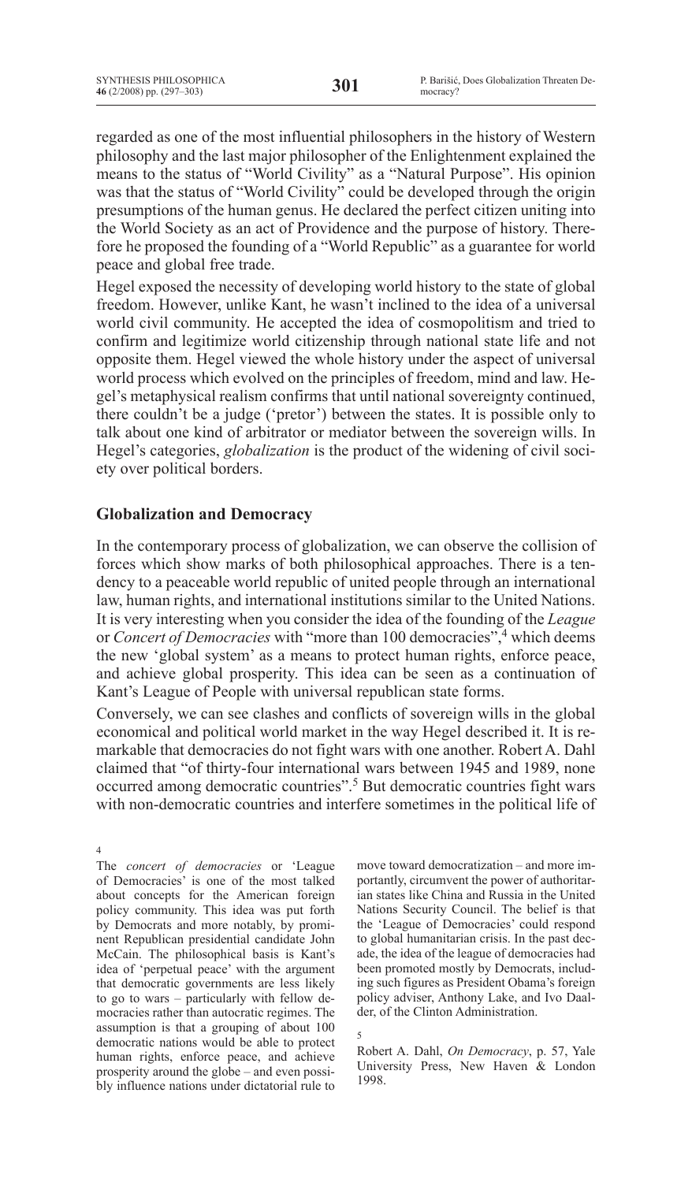regarded as one of the most influential philosophers in the history of Western philosophy and the last major philosopher of the Enlightenment explained the means to the status of "World Civility" as a "Natural Purpose". His opinion was that the status of "World Civility" could be developed through the origin presumptions of the human genus. He declared the perfect citizen uniting into the World Society as an act of Providence and the purpose of history. Therefore he proposed the founding of a "World Republic" as a guarantee for world peace and global free trade.

Hegel exposed the necessity of developing world history to the state of global freedom. However, unlike Kant, he wasn't inclined to the idea of a universal world civil community. He accepted the idea of cosmopolitism and tried to confirm and legitimize world citizenship through national state life and not opposite them. Hegel viewed the whole history under the aspect of universal world process which evolved on the principles of freedom, mind and law. Hegel's metaphysical realism confirms that until national sovereignty continued, there couldn't be a judge ('pretor') between the states. It is possible only to talk about one kind of arbitrator or mediator between the sovereign wills. In Hegel's categories, *globalization* is the product of the widening of civil society over political borders.

## Globalization and Democracy

In the contemporary process of globalization, we can observe the collision of forces which show marks of both philosophical approaches. There is a tendency to a peaceable world republic of united people through an international law, human rights, and international institutions similar to the United Nations. It is very interesting when you consider the idea of the founding of the *League* or *Concert of Democracies* with "more than 100 democracies",[4] which deems the new 'global system' as a means to protect human rights, enforce peace, and achieve global prosperity. This idea can be seen as a continuation of Kant's League of People with universal republican state forms.

Conversely, we can see clashes and conflicts of sovereign wills in the global economical and political world market in the way Hegel described it. It is remarkable that democracies do not fight wars with one another. Robert A. Dahl claimed that "of thirty-four international wars between 1945 and 1989, none occurred among democratic countries".[5] But democratic countries fight wars with non-democratic countries and interfere sometimes in the political life of

[4] The *concert of democracies* or 'League of Democracies' is one of the most talked about concepts for the American foreign policy community. This idea was put forth by Democrats and more notably, by prominent Republican presidential candidate John McCain. The philosophical basis is Kant's idea of 'perpetual peace' with the argument that democratic governments are less likely to go to wars – particularly with fellow democracies rather than autocratic regimes. The assumption is that a grouping of about 100 democratic nations would be able to protect human rights, enforce peace, and achieve prosperity around the globe – and even possibly influence nations under dictatorial rule to move toward democratization – and more importantly, circumvent the power of authoritarian states like China and Russia in the United Nations Security Council. The belief is that the 'League of Democracies' could respond to global humanitarian crisis. In the past decade, the idea of the league of democracies had been promoted mostly by Democrats, including such figures as President Obama's foreign policy adviser, Anthony Lake, and Ivo Daalder, of the Clinton Administration.

[5] Robert A. Dahl, *On Democracy*, p. 57, Yale University Press, New Haven & London 1998.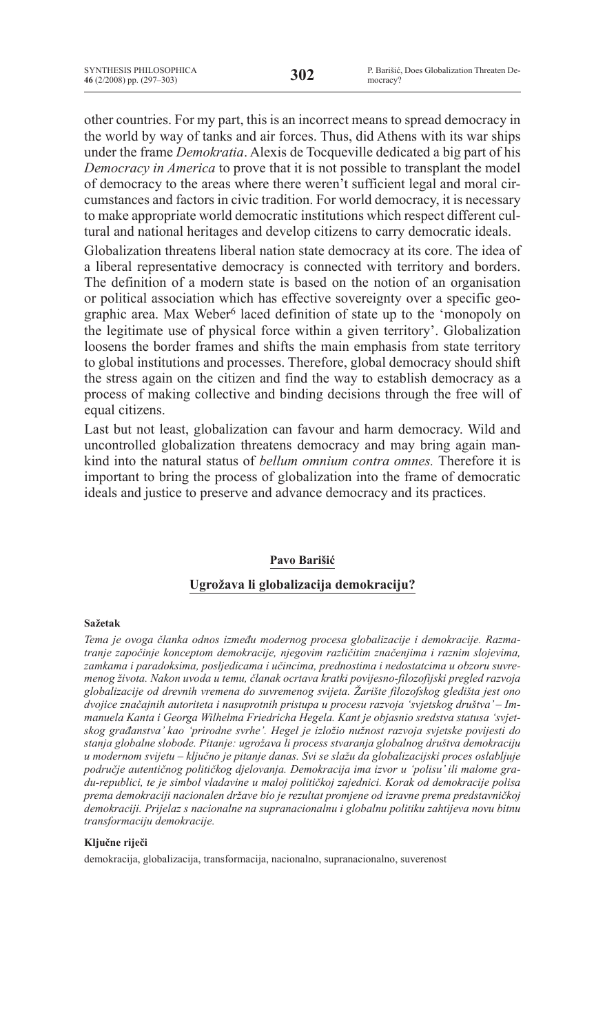other countries. For my part, this is an incorrect means to spread democracy in the world by way of tanks and air forces. Thus, did Athens with its war ships under the frame *Demokratia*. Alexis de Tocqueville dedicated a big part of his *Democracy in America* to prove that it is not possible to transplant the model of democracy to the areas where there weren't sufficient legal and moral circumstances and factors in civic tradition. For world democracy, it is necessary to make appropriate world democratic institutions which respect different cultural and national heritages and develop citizens to carry democratic ideals.

Globalization threatens liberal nation state democracy at its core. The idea of a liberal representative democracy is connected with territory and borders. The definition of a modern state is based on the notion of an organisation or political association which has effective sovereignty over a specific geographic area. Max Weber[6] laced definition of state up to the 'monopoly on the legitimate use of physical force within a given territory'. Globalization loosens the border frames and shifts the main emphasis from state territory to global institutions and processes. Therefore, global democracy should shift the stress again on the citizen and find the way to establish democracy as a process of making collective and binding decisions through the free will of equal citizens.

Last but not least, globalization can favour and harm democracy. Wild and uncontrolled globalization threatens democracy and may bring again mankind into the natural status of *bellum omnium contra omnes.* Therefore it is important to bring the process of globalization into the frame of democratic ideals and justice to preserve and advance democracy and its practices.

**Pavo Barišić**

## Ugrožava li globalizacija demokraciju?

**Sažetak**

*Tema je ovoga članka odnos između modernog procesa globalizacije i demokracije. Razmatranje započinje konceptom demokracije, njegovim različitim značenjima i raznim slojevima, zamkama i paradoksima, posljedicama i učincima, prednostima i nedostatcima u obzoru suvremenog života. Nakon uvoda u temu, članak ocrtava kratki povijesno-filozofijski pregled razvoja globalizacije od drevnih vremena do suvremenog svijeta. Žarište filozofskog gledišta jest ono dvojice značajnih autoriteta i nasuprotnih pristupa u procesu razvoja 'svjetskog društva' – Immanuela Kanta i Georga Wilhelma Friedricha Hegela. Kant je objasnio sredstva statusa 'svjetskog građanstva' kao 'prirodne svrhe'. Hegel je izložio nužnost razvoja svjetske povijesti do stanja globalne slobode. Pitanje: ugrožava li process stvaranja globalnog društva demokraciju u modernom svijetu – ključno je pitanje danas. Svi se slažu da globalizacijski proces oslabljuje područje autentičnog političkog djelovanja. Demokracija ima izvor u 'polisu' ili malome gradu-republici, te je simbol vladavine u maloj političkoj zajednici. Korak od demokracije polisa prema demokraciji nacionalen države bio je rezultat promjene od izravne prema predstavničkoj demokraciji. Prijelaz s nacionalne na supranacionalnu i globalnu politiku zahtijeva novu bitnu transformaciju demokracije.*

**Ključne riječi**

demokracija, globalizacija, transformacija, nacionalno, supranacionalno, suverenost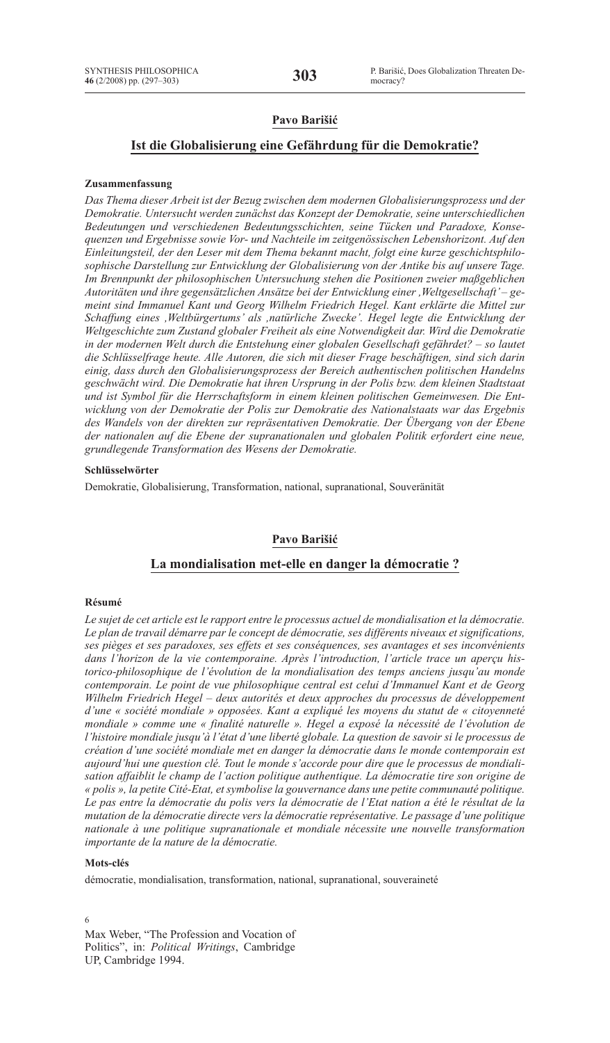**Pavo Barišić**

## Ist die Globalisierung eine Gefährdung für die Demokratie?

### Zusammenfassung

*Das Thema dieser Arbeit ist der Bezug zwischen dem modernen Globalisierungsprozess und der Demokratie. Untersucht werden zunächst das Konzept der Demokratie, seine unterschiedlichen Bedeutungen und verschiedenen Bedeutungsschichten, seine Tücken und Paradoxe, Konsequenzen und Ergebnisse sowie Vor- und Nachteile im zeitgenössischen Lebenshorizont. Auf den Einleitungsteil, der den Leser mit dem Thema bekannt macht, folgt eine kurze geschichtsphilosophische Darstellung zur Entwicklung der Globalisierung von der Antike bis auf unsere Tage. Im Brennpunkt der philosophischen Untersuchung stehen die Positionen zweier maßgeblichen Autoritäten und ihre gegensätzlichen Ansätze bei der Entwicklung einer ‚Weltgesellschaft' – gemeint sind Immanuel Kant und Georg Wilhelm Friedrich Hegel. Kant erklärte die Mittel zur Schaffung eines ‚Weltbürgertums' als ‚natürliche Zwecke'. Hegel legte die Entwicklung der Weltgeschichte zum Zustand globaler Freiheit als eine Notwendigkeit dar. Wird die Demokratie in der modernen Welt durch die Entstehung einer globalen Gesellschaft gefährdet? – so lautet die Schlüsselfrage heute. Alle Autoren, die sich mit dieser Frage beschäftigen, sind sich darin einig, dass durch den Globalisierungsprozess der Bereich authentischen politischen Handelns geschwächt wird. Die Demokratie hat ihren Ursprung in der Polis bzw. dem kleinen Stadtstaat und ist Symbol für die Herrschaftsform in einem kleinen politischen Gemeinwesen. Die Entwicklung von der Demokratie der Polis zur Demokratie des Nationalstaats war das Ergebnis des Wandels von der direkten zur repräsentativen Demokratie. Der Übergang von der Ebene der nationalen auf die Ebene der supranationalen und globalen Politik erfordert eine neue, grundlegende Transformation des Wesens der Demokratie.*

### Schlüsselwörter

Demokratie, Globalisierung, Transformation, national, supranational, Souveränität

**Pavo Barišić**

## La mondialisation met-elle en danger la démocratie ?

### Résumé

*Le sujet de cet article est le rapport entre le processus actuel de mondialisation et la démocratie. Le plan de travail démarre par le concept de démocratie, ses différents niveaux et significations, ses pièges et ses paradoxes, ses effets et ses conséquences, ses avantages et ses inconvénients dans l'horizon de la vie contemporaine. Après l'introduction, l'article trace un aperçu historico-philosophique de l'évolution de la mondialisation des temps anciens jusqu'au monde contemporain. Le point de vue philosophique central est celui d'Immanuel Kant et de Georg Wilhelm Friedrich Hegel – deux autorités et deux approches du processus de développement d'une « société mondiale » opposées. Kant a expliqué les moyens du statut de « citoyenneté mondiale » comme une « finalité naturelle ». Hegel a exposé la nécessité de l'évolution de l'histoire mondiale jusqu'à l'état d'une liberté globale. La question de savoir si le processus de création d'une société mondiale met en danger la démocratie dans le monde contemporain est aujourd'hui une question clé. Tout le monde s'accorde pour dire que le processus de mondialisation affaiblit le champ de l'action politique authentique. La démocratie tire son origine de « polis », la petite Cité-Etat, et symbolise la gouvernance dans une petite communauté politique. Le pas entre la démocratie du polis vers la démocratie de l'Etat nation a été le résultat de la mutation de la démocratie directe vers la démocratie représentative. Le passage d'une politique nationale à une politique supranationale et mondiale nécessite une nouvelle transformation importante de la nature de la démocratie.*

### Mots-clés

démocratie, mondialisation, transformation, national, supranational, souveraineté

[6] Max Weber, "The Profession and Vocation of Politics", in: *Political Writings*, Cambridge UP, Cambridge 1994.